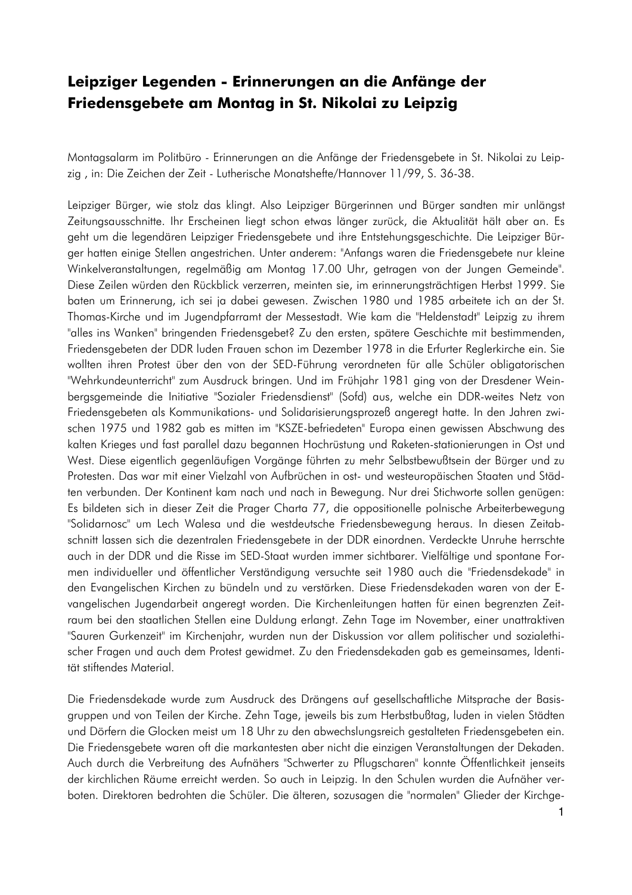# Leipziger Legenden - Erinnerungen an die Anfänge der Friedensgebete am Montag in St. Nikolai zu Leipzig

Montagsalarm im Politbüro - Erinnerungen an die Anfänge der Friedensgebete in St. Nikolai zu Leipzig , in: Die Zeichen der Zeit - Lutherische Monatshefte/Hannover 11/99, S. 36-38.

Leipziger Bürger, wie stolz das klingt. Also Leipziger Bürgerinnen und Bürger sandten mir unlängst Zeitungsausschnitte. Ihr Erscheinen liegt schon etwas länger zurück, die Aktualität hält aber an. Es geht um die legendären Leipziger Friedensgebete und ihre Entstehungsgeschichte. Die Leipziger Bürger hatten einige Stellen angestrichen. Unter anderem: "Anfangs waren die Friedensgebete nur kleine Winkelveranstaltungen, regelmäßig am Montag 17.00 Uhr, getragen von der Jungen Gemeinde". Diese Zeilen würden den Rückblick verzerren, meinten sie, im erinnerungsträchtigen Herbst 1999. Sie baten um Erinnerung, ich sei ja dabei gewesen. Zwischen 1980 und 1985 arbeitete ich an der St. Thomas-Kirche und im Jugendpfarramt der Messestadt. Wie kam die "Heldenstadt" Leipzig zu ihrem "alles ins Wanken" bringenden Friedensgebet? Zu den ersten, spätere Geschichte mit bestimmenden, Friedensgebeten der DDR luden Frauen schon im Dezember 1978 in die Erfurter Reglerkirche ein. Sie wollten ihren Protest über den von der SED-Führung verordneten für alle Schüler obligatorischen "Wehrkundeunterricht" zum Ausdruck bringen. Und im Frühjahr 1981 ging von der Dresdener Weinbergsgemeinde die Initiative "Sozialer Friedensdienst" (Sofd) aus, welche ein DDR-weites Netz von Friedensgebeten als Kommunikations- und Solidarisierungsprozeß angeregt hatte. In den Jahren zwischen 1975 und 1982 gab es mitten im "KSZE-befriedeten" Europa einen gewissen Abschwung des kalten Krieges und fast parallel dazu begannen Hochrüstung und Raketen-stationierungen in Ost und West. Diese eigentlich gegenläufigen Vorgänge führten zu mehr Selbstbewußtsein der Bürger und zu Protesten. Das war mit einer Vielzahl von Aufbrüchen in ost- und westeuropäischen Staaten und Städten verbunden. Der Kontinent kam nach und nach in Bewegung. Nur drei Stichworte sollen genügen: Es bildeten sich in dieser Zeit die Prager Charta 77, die oppositionelle polnische Arbeiterbewegung "Solidarnosc" um Lech Walesa und die westdeutsche Friedensbewegung heraus. In diesen Zeitabschnitt lassen sich die dezentralen Friedensgebete in der DDR einordnen. Verdeckte Unruhe herrschte auch in der DDR und die Risse im SED-Staat wurden immer sichtbarer. Vielfältige und spontane Formen individueller und öffentlicher Verständigung versuchte seit 1980 auch die "Friedensdekade" in den Evangelischen Kirchen zu bündeln und zu verstärken. Diese Friedensdekaden waren von der Evangelischen Jugendarbeit angeregt worden. Die Kirchenleitungen hatten für einen begrenzten Zeitraum bei den staatlichen Stellen eine Duldung erlangt. Zehn Tage im November, einer unattraktiven "Sauren Gurkenzeit" im Kirchenjahr, wurden nun der Diskussion vor allem politischer und sozialethischer Fragen und auch dem Protest gewidmet. Zu den Friedensdekaden gab es gemeinsames, Identität stiftendes Material.

Die Friedensdekade wurde zum Ausdruck des Drängens auf gesellschaftliche Mitsprache der Basisgruppen und von Teilen der Kirche. Zehn Tage, jeweils bis zum Herbstbußtag, luden in vielen Städten und Dörfern die Glocken meist um 18 Uhr zu den abwechslungsreich gestalteten Friedensgebeten ein. Die Friedensgebete waren oft die markantesten aber nicht die einzigen Veranstaltungen der Dekaden. Auch durch die Verbreitung des Aufnähers "Schwerter zu Pflugscharen" konnte Öffentlichkeit jenseits der kirchlichen Räume erreicht werden. So auch in Leipzig. In den Schulen wurden die Aufnäher verboten. Direktoren bedrohten die Schüler. Die älteren, sozusagen die "normalen" Glieder der Kirchge-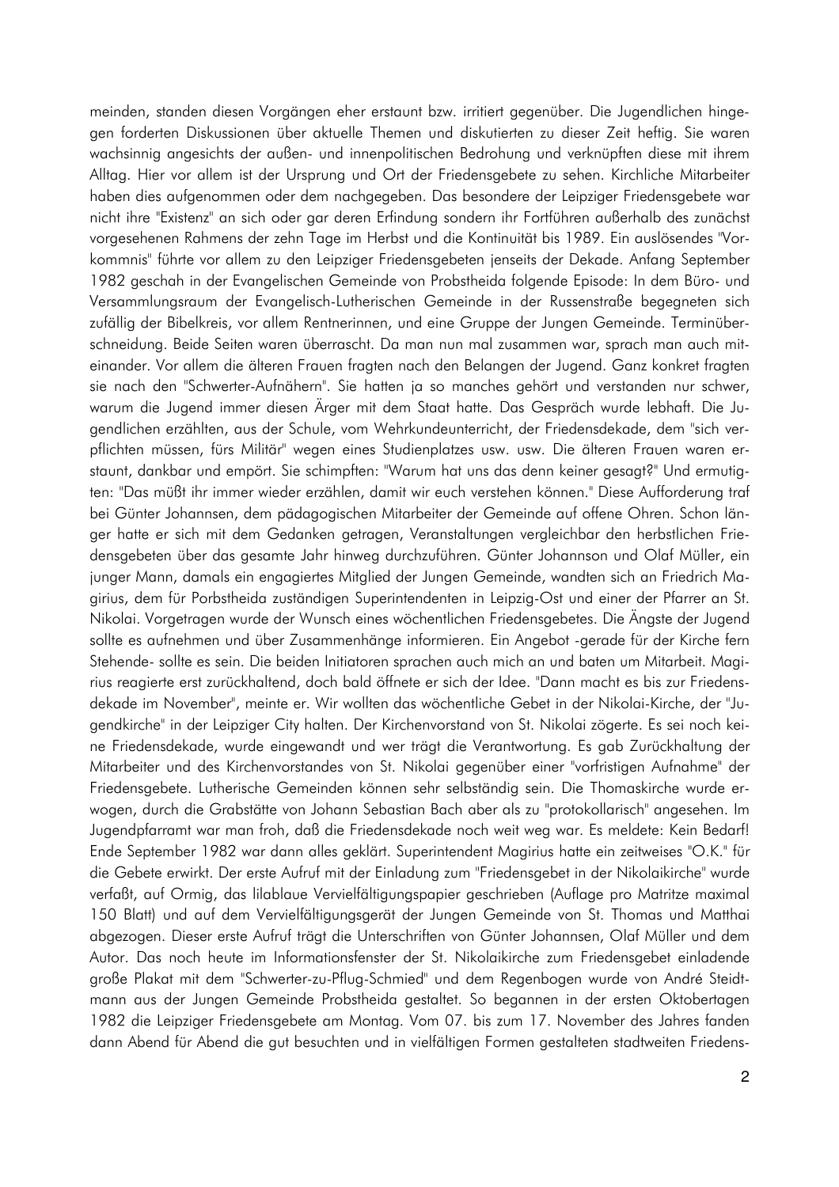meinden, standen diesen Vorgängen eher erstaunt bzw. irritiert gegenüber. Die Jugendlichen hingegen forderten Diskussionen über aktuelle Themen und diskutierten zu dieser Zeit heftig. Sie waren wachsinnig angesichts der außen- und innenpolitischen Bedrohung und verknüpften diese mit ihrem Alltag. Hier vor allem ist der Ursprung und Ort der Friedensgebete zu sehen. Kirchliche Mitarbeiter haben dies aufgenommen oder dem nachgegeben. Das besondere der Leipziger Friedensgebete war nicht ihre "Existenz" an sich oder gar deren Erfindung sondern ihr Fortführen außerhalb des zunächst vorgesehenen Rahmens der zehn Tage im Herbst und die Kontinuität bis 1989. Ein auslösendes "Vorkommnis" führte vor allem zu den Leipziger Friedensgebeten jenseits der Dekade. Anfang September 1982 geschah in der Evangelischen Gemeinde von Probstheida folgende Episode: In dem Büro- und Versammlungsraum der Evangelisch-Lutherischen Gemeinde in der Russenstraße begegneten sich zufällig der Bibelkreis, vor allem Rentnerinnen, und eine Gruppe der Jungen Gemeinde. Terminüberschneidung. Beide Seiten waren überrascht. Da man nun mal zusammen war, sprach man auch miteinander. Vor allem die älteren Frauen fragten nach den Belangen der Jugend. Ganz konkret fragten sie nach den "Schwerter-Aufnähern". Sie hatten ja so manches gehört und verstanden nur schwer, warum die Jugend immer diesen Ärger mit dem Staat hatte. Das Gespräch wurde lebhaft. Die Jugendlichen erzählten, aus der Schule, vom Wehrkundeunterricht, der Friedensdekade, dem "sich verpflichten müssen, fürs Militär" wegen eines Studienplatzes usw. usw. Die älteren Frauen waren erstaunt, dankbar und empört. Sie schimpften: "Warum hat uns das denn keiner gesagt?" Und ermutigten: "Das müßt ihr immer wieder erzählen, damit wir euch verstehen können." Diese Aufforderung traf bei Günter Johannsen, dem pädagogischen Mitarbeiter der Gemeinde auf offene Ohren. Schon länger hatte er sich mit dem Gedanken getragen, Veranstaltungen vergleichbar den herbstlichen Friedensgebeten über das gesamte Jahr hinweg durchzuführen. Günter Johannson und Olaf Müller, ein junger Mann, damals ein engagiertes Mitglied der Jungen Gemeinde, wandten sich an Friedrich Magirius, dem für Porbstheida zuständigen Superintendenten in Leipzig-Ost und einer der Pfarrer an St. Nikolai. Vorgetragen wurde der Wunsch eines wöchentlichen Friedensgebetes. Die Ängste der Jugend sollte es aufnehmen und über Zusammenhänge informieren. Ein Angebot -gerade für der Kirche fern Stehende- sollte es sein. Die beiden Initiatoren sprachen auch mich an und baten um Mitarbeit. Magirius reagierte erst zurückhaltend, doch bald öffnete er sich der Idee. "Dann macht es bis zur Friedensdekade im November", meinte er. Wir wollten das wöchentliche Gebet in der Nikolai-Kirche, der "Jugendkirche" in der Leipziger City halten. Der Kirchenvorstand von St. Nikolai zögerte. Es sei noch keine Friedensdekade, wurde eingewandt und wer trägt die Verantwortung. Es gab Zurückhaltung der Mitarbeiter und des Kirchenvorstandes von St. Nikolai gegenüber einer "vorfristigen Aufnahme" der Friedensgebete. Lutherische Gemeinden können sehr selbständig sein. Die Thomaskirche wurde erwogen, durch die Grabstätte von Johann Sebastian Bach aber als zu "protokollarisch" angesehen. Im Jugendpfarramt war man froh, daß die Friedensdekade noch weit weg war. Es meldete: Kein Bedarf! Ende September 1982 war dann alles geklärt. Superintendent Magirius hatte ein zeitweises "O.K." für die Gebete erwirkt. Der erste Aufruf mit der Einladung zum "Friedensgebet in der Nikolaikirche" wurde verfaßt, auf Ormig, das lilablaue Vervielfältigungspapier geschrieben (Auflage pro Matritze maximal 150 Blatt) und auf dem Vervielfältigungsgerät der Jungen Gemeinde von St. Thomas und Matthai abgezogen. Dieser erste Aufruf trägt die Unterschriften von Günter Johannsen, Olaf Müller und dem Autor. Das noch heute im Informationsfenster der St. Nikolaikirche zum Friedensgebet einladende große Plakat mit dem "Schwerter-zu-Pflug-Schmied" und dem Regenbogen wurde von André Steidtmann aus der Jungen Gemeinde Probstheida gestaltet. So begannen in der ersten Oktobertagen 1982 die Leipziger Friedensgebete am Montag. Vom 07. bis zum 17. November des Jahres fanden dann Abend für Abend die gut besuchten und in vielfältigen Formen gestalteten stadtweiten Friedens-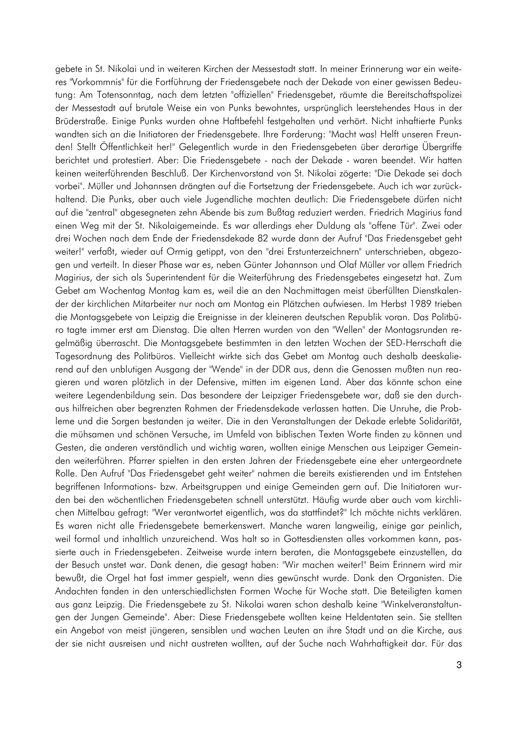gebete in St. Nikolai und in weiteren Kirchen der Messestadt statt. In meiner Erinnerung war ein weiteres "Vorkommnis" für die Fortführung der Friedensgebete nach der Dekade von einer gewissen Bedeutung: Am Totensonntag, nach dem letzten "offiziellen" Friedensgebet, räumte die Bereitschaftspolizei der Messestadt auf brutale Weise ein von Punks bewohntes, ursprünglich leerstehendes Haus in der Brüderstraße. Einige Punks wurden ohne Haftbefehl festgehalten und verhört. Nicht inhaftierte Punks wandten sich an die Initiatoren der Friedensgebete. Ihre Forderung: "Macht was! Helft unseren Freunden! Stellt Öffentlichkeit her!" Gelegentlich wurde in den Friedensgebeten über derartige Übergriffe berichtet und protestiert. Aber: Die Friedensgebete - nach der Dekade - waren beendet. Wir hatten keinen weiterführenden Beschluß. Der Kirchenvorstand von St. Nikolai zögerte: "Die Dekade sei doch vorbei". Müller und Johannsen drängten auf die Fortsetzung der Friedensgebete. Auch ich war zurückhaltend. Die Punks, aber auch viele Jugendliche machten deutlich: Die Friedensgebete dürfen nicht auf die "zentral" abgesegneten zehn Abende bis zum Bußtag reduziert werden. Friedrich Magirius fand einen Weg mit der St. Nikolaigemeinde. Es war allerdings eher Duldung als "offene Tür". Zwei oder drei Wochen nach dem Ende der Friedensdekade 82 wurde dann der Aufruf "Das Friedensgebet geht weiter!" verfaßt, wieder auf Ormig getippt, von den "drei Erstunterzeichnern" unterschrieben, abgezogen und verteilt. In dieser Phase war es, neben Günter Johannson und Olaf Müller vor allem Friedrich Magirius, der sich als Superintendent für die Weiterführung des Friedensgebetes eingesetzt hat. Zum Gebet am Wochentag Montag kam es, weil die an den Nachmittagen meist überfüllten Dienstkalender der kirchlichen Mitarbeiter nur noch am Montag ein Plätzchen aufwiesen. Im Herbst 1989 trieben die Montagsgebete von Leipzig die Ereignisse in der kleineren deutschen Republik voran. Das Politbüro tagte immer erst am Dienstag. Die alten Herren wurden von den "Wellen" der Montagsrunden regelmäßig überrascht. Die Montagsgebete bestimmten in den letzten Wochen der SED-Herrschaft die Tagesordnung des Politbüros. Vielleicht wirkte sich das Gebet am Montag auch deshalb deeskalierend auf den unblutigen Ausgang der "Wende" in der DDR aus, denn die Genossen mußten nun reagieren und waren plötzlich in der Defensive, mitten im eigenen Land. Aber das könnte schon eine weitere Legendenbildung sein. Das besondere der Leipziger Friedensgebete war, daß sie den durchaus hilfreichen aber begrenzten Rahmen der Friedensdekade verlassen hatten. Die Unruhe, die Probleme und die Sorgen bestanden ja weiter. Die in den Veranstaltungen der Dekade erlebte Solidarität, die mühsamen und schönen Versuche, im Umfeld von biblischen Texten Worte finden zu können und Gesten, die anderen verständlich und wichtig waren, wollten einige Menschen aus Leipziger Gemeinden weiterführen. Pfarrer spielten in den ersten Jahren der Friedensgebete eine eher untergeordnete Rolle. Den Aufruf "Das Friedensgebet geht weiter" nahmen die bereits existierenden und im Entstehen begriffenen Informations- bzw. Arbeitsgruppen und einige Gemeinden gern auf. Die Initiatoren wurden bei den wöchentlichen Friedensgebeten schnell unterstützt. Häufig wurde aber auch vom kirchlichen Mittelbau gefragt: "Wer verantwortet eigentlich, was da stattfindet?" Ich möchte nichts verklären. Es waren nicht alle Friedensgebete bemerkenswert. Manche waren langweilig, einige gar peinlich, weil formal und inhaltlich unzureichend. Was halt so in Gottesdiensten alles vorkommen kann, passierte auch in Friedensgebeten. Zeitweise wurde intern beraten, die Montagsgebete einzustellen, da der Besuch unstet war. Dank denen, die gesagt haben: "Wir machen weiter!" Beim Erinnern wird mir bewußt, die Orgel hat fast immer gespielt, wenn dies gewünscht wurde. Dank den Organisten. Die Andachten fanden in den unterschiedlichsten Formen Woche für Woche statt. Die Beteiligten kamen aus ganz Leipzig. Die Friedensgebete zu St. Nikolai waren schon deshalb keine "Winkelveranstaltungen der Jungen Gemeinde". Aber: Diese Friedensgebete wollten keine Heldentaten sein. Sie stellten ein Angebot von meist jüngeren, sensiblen und wachen Leuten an ihre Stadt und an die Kirche, aus der sie nicht ausreisen und nicht austreten wollten, auf der Suche nach Wahrhaftigkeit dar. Für das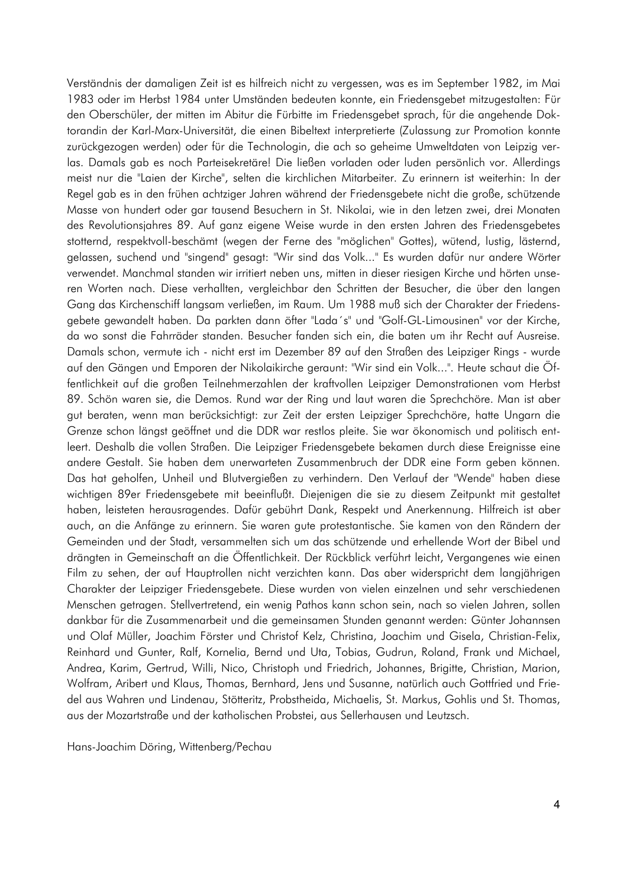Verständnis der damaligen Zeit ist es hilfreich nicht zu vergessen, was es im September 1982, im Mai 1983 oder im Herbst 1984 unter Umständen bedeuten konnte, ein Friedensgebet mitzugestalten: Für den Oberschüler, der mitten im Abitur die Fürbitte im Friedensgebet sprach, für die angehende Doktorandin der Karl-Marx-Universität, die einen Bibeltext interpretierte (Zulassung zur Promotion konnte zurückgezogen werden) oder für die Technologin, die ach so geheime Umweltdaten von Leipzig verlas. Damals gab es noch Parteisekretäre! Die ließen vorladen oder luden persönlich vor. Allerdings meist nur die "Laien der Kirche", selten die kirchlichen Mitarbeiter. Zu erinnern ist weiterhin: In der Regel gab es in den frühen achtziger Jahren während der Friedensgebete nicht die große, schützende Masse von hundert oder gar tausend Besuchern in St. Nikolai, wie in den letzen zwei, drei Monaten des Revolutionsjahres 89. Auf ganz eigene Weise wurde in den ersten Jahren des Friedensgebetes stotternd, respektvoll-beschämt (wegen der Ferne des "möglichen" Gottes), wütend, lustig, lästernd, gelassen, suchend und "singend" gesagt: "Wir sind das Volk..." Es wurden dafür nur andere Wörter verwendet. Manchmal standen wir irritiert neben uns, mitten in dieser riesigen Kirche und hörten unseren Worten nach. Diese verhallten, vergleichbar den Schritten der Besucher, die über den langen Gang das Kirchenschiff langsam verließen, im Raum. Um 1988 muß sich der Charakter der Friedensgebete gewandelt haben. Da parkten dann öfter "Lada´s" und "Golf-GL-Limousinen" vor der Kirche, da wo sonst die Fahrräder standen. Besucher fanden sich ein, die baten um ihr Recht auf Ausreise. Damals schon, vermute ich - nicht erst im Dezember 89 auf den Straßen des Leipziger Rings - wurde auf den Gängen und Emporen der Nikolaikirche geraunt: "Wir sind ein Volk...". Heute schaut die Öffentlichkeit auf die großen Teilnehmerzahlen der kraftvollen Leipziger Demonstrationen vom Herbst 89. Schön waren sie, die Demos. Rund war der Ring und laut waren die Sprechchöre. Man ist aber gut beraten, wenn man berücksichtigt: zur Zeit der ersten Leipziger Sprechchöre, hatte Ungarn die Grenze schon längst geöffnet und die DDR war restlos pleite. Sie war ökonomisch und politisch entleert. Deshalb die vollen Straßen. Die Leipziger Friedensgebete bekamen durch diese Ereignisse eine andere Gestalt. Sie haben dem unerwarteten Zusammenbruch der DDR eine Form geben können. Das hat geholfen, Unheil und Blutvergießen zu verhindern. Den Verlauf der "Wende" haben diese wichtigen 89er Friedensgebete mit beeinflußt. Diejenigen die sie zu diesem Zeitpunkt mit gestaltet haben, leisteten herausragendes. Dafür gebührt Dank, Respekt und Anerkennung. Hilfreich ist aber auch, an die Anfänge zu erinnern. Sie waren gute protestantische. Sie kamen von den Rändern der Gemeinden und der Stadt, versammelten sich um das schützende und erhellende Wort der Bibel und drängten in Gemeinschaft an die Öffentlichkeit. Der Rückblick verführt leicht, Vergangenes wie einen Film zu sehen, der auf Hauptrollen nicht verzichten kann. Das aber widerspricht dem langjährigen Charakter der Leipziger Friedensgebete. Diese wurden von vielen einzelnen und sehr verschiedenen Menschen getragen. Stellvertretend, ein wenig Pathos kann schon sein, nach so vielen Jahren, sollen dankbar für die Zusammenarbeit und die gemeinsamen Stunden genannt werden: Günter Johannsen und Olaf Müller, Joachim Förster und Christof Kelz, Christina, Joachim und Gisela, Christian-Felix, Reinhard und Gunter, Ralf, Kornelia, Bernd und Uta, Tobias, Gudrun, Roland, Frank und Michael, Andrea, Karim, Gertrud, Willi, Nico, Christoph und Friedrich, Johannes, Brigitte, Christian, Marion, Wolfram, Aribert und Klaus, Thomas, Bernhard, Jens und Susanne, natürlich auch Gottfried und Friedel aus Wahren und Lindenau, Stötteritz, Probstheida, Michaelis, St. Markus, Gohlis und St. Thomas, aus der Mozartstraße und der katholischen Probstei, aus Sellerhausen und Leutzsch.

Hans-Joachim Döring, Wittenberg/Pechau